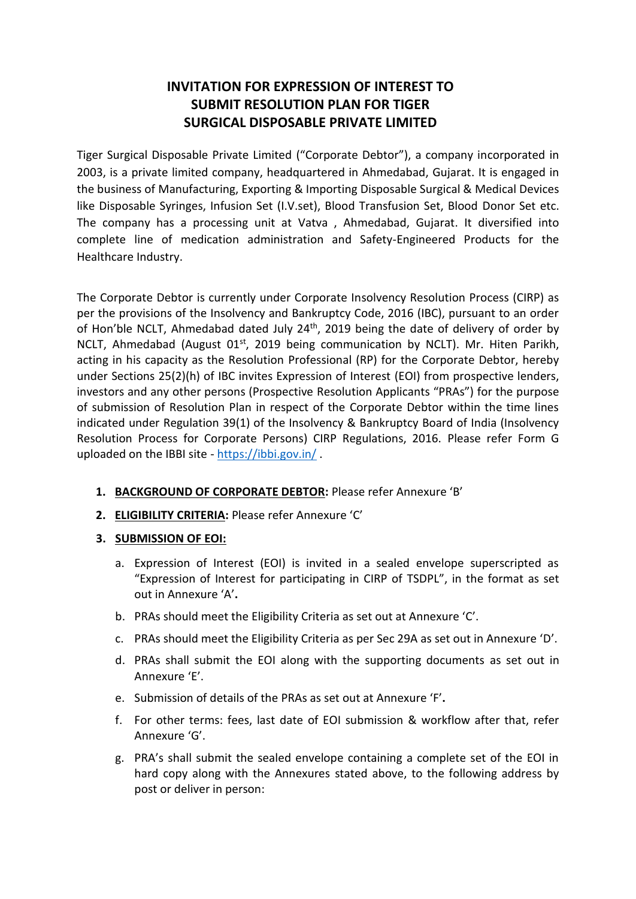# INVITATION FOR EXPRESSION OF INTEREST TO SUBMIT RESOLUTION PLAN FOR TIGER SURGICAL DISPOSABLE PRIVATE LIMITED

Tiger Surgical Disposable Private Limited ("Corporate Debtor"), a company incorporated in 2003, is a private limited company, headquartered in Ahmedabad, Gujarat. It is engaged in the business of Manufacturing, Exporting & Importing Disposable Surgical & Medical Devices like Disposable Syringes, Infusion Set (I.V.set), Blood Transfusion Set, Blood Donor Set etc. The company has a processing unit at Vatva , Ahmedabad, Gujarat. It diversified into complete line of medication administration and Safety-Engineered Products for the Healthcare Industry.

The Corporate Debtor is currently under Corporate Insolvency Resolution Process (CIRP) as per the provisions of the Insolvency and Bankruptcy Code, 2016 (IBC), pursuant to an order of Hon'ble NCLT, Ahmedabad dated July 24th, 2019 being the date of delivery of order by NCLT, Ahmedabad (August 01st, 2019 being communication by NCLT). Mr. Hiten Parikh, acting in his capacity as the Resolution Professional (RP) for the Corporate Debtor, hereby under Sections 25(2)(h) of IBC invites Expression of Interest (EOI) from prospective lenders, investors and any other persons (Prospective Resolution Applicants "PRAs") for the purpose of submission of Resolution Plan in respect of the Corporate Debtor within the time lines indicated under Regulation 39(1) of the Insolvency & Bankruptcy Board of India (Insolvency Resolution Process for Corporate Persons) CIRP Regulations, 2016. Please refer Form G uploaded on the IBBI site - https://ibbi.gov.in/ .

1. **BACKGROUND OF CORPORATE DEBTOR:** Please refer Annexure 'B'
2. **ELIGIBILITY CRITERIA:** Please refer Annexure 'C'
3. **SUBMISSION OF EOI:**
   a. Expression of Interest (EOI) is invited in a sealed envelope superscripted as "Expression of Interest for participating in CIRP of TSDPL", in the format as set out in Annexure 'A'**.**
   b. PRAs should meet the Eligibility Criteria as set out at Annexure 'C'.
   c. PRAs should meet the Eligibility Criteria as per Sec 29A as set out in Annexure 'D'.
   d. PRAs shall submit the EOI along with the supporting documents as set out in Annexure 'E'.
   e. Submission of details of the PRAs as set out at Annexure 'F'**.**
   f. For other terms: fees, last date of EOI submission & workflow after that, refer Annexure 'G'.
   g. PRA's shall submit the sealed envelope containing a complete set of the EOI in hard copy along with the Annexures stated above, to the following address by post or deliver in person: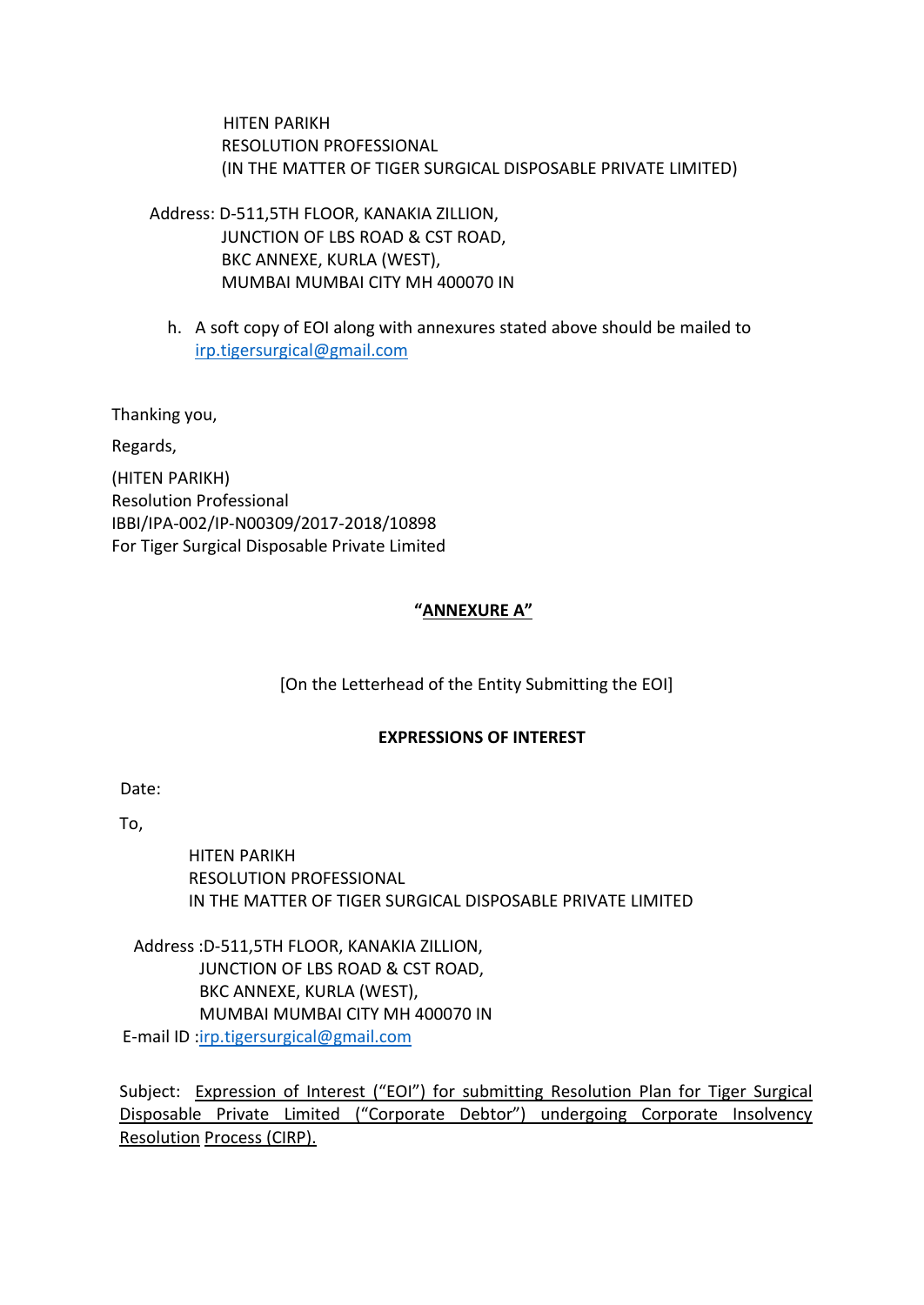HITEN PARIKH
RESOLUTION PROFESSIONAL
(IN THE MATTER OF TIGER SURGICAL DISPOSABLE PRIVATE LIMITED)

Address: D-511,5TH FLOOR, KANAKIA ZILLION,
JUNCTION OF LBS ROAD & CST ROAD,
BKC ANNEXE, KURLA (WEST),
MUMBAI MUMBAI CITY MH 400070 IN

h. A soft copy of EOI along with annexures stated above should be mailed to irp.tigersurgical@gmail.com

Thanking you,

Regards,

(HITEN PARIKH)
Resolution Professional
IBBI/IPA-002/IP-N00309/2017-2018/10898
For Tiger Surgical Disposable Private Limited

## "ANNEXURE A"

[On the Letterhead of the Entity Submitting the EOI]

### EXPRESSIONS OF INTEREST

Date:

To,

HITEN PARIKH
RESOLUTION PROFESSIONAL
IN THE MATTER OF TIGER SURGICAL DISPOSABLE PRIVATE LIMITED

Address :D-511,5TH FLOOR, KANAKIA ZILLION,
JUNCTION OF LBS ROAD & CST ROAD,
BKC ANNEXE, KURLA (WEST),
MUMBAI MUMBAI CITY MH 400070 IN
E-mail ID :irp.tigersurgical@gmail.com

Subject: Expression of Interest ("EOI") for submitting Resolution Plan for Tiger Surgical Disposable Private Limited ("Corporate Debtor") undergoing Corporate Insolvency Resolution Process (CIRP).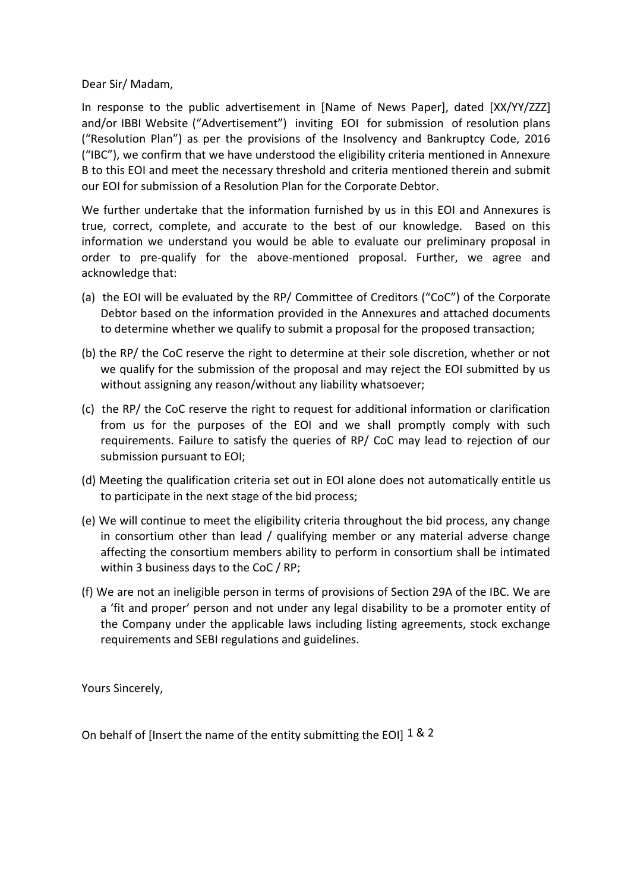Dear Sir/ Madam,

In response to the public advertisement in [Name of News Paper], dated [XX/YY/ZZZ] and/or IBBI Website ("Advertisement") inviting EOI for submission of resolution plans ("Resolution Plan") as per the provisions of the Insolvency and Bankruptcy Code, 2016 ("IBC"), we confirm that we have understood the eligibility criteria mentioned in Annexure B to this EOI and meet the necessary threshold and criteria mentioned therein and submit our EOI for submission of a Resolution Plan for the Corporate Debtor.

We further undertake that the information furnished by us in this EOI and Annexures is true, correct, complete, and accurate to the best of our knowledge. Based on this information we understand you would be able to evaluate our preliminary proposal in order to pre-qualify for the above-mentioned proposal. Further, we agree and acknowledge that:

(a) the EOI will be evaluated by the RP/ Committee of Creditors ("CoC") of the Corporate Debtor based on the information provided in the Annexures and attached documents to determine whether we qualify to submit a proposal for the proposed transaction;

(b) the RP/ the CoC reserve the right to determine at their sole discretion, whether or not we qualify for the submission of the proposal and may reject the EOI submitted by us without assigning any reason/without any liability whatsoever;

(c) the RP/ the CoC reserve the right to request for additional information or clarification from us for the purposes of the EOI and we shall promptly comply with such requirements. Failure to satisfy the queries of RP/ CoC may lead to rejection of our submission pursuant to EOI;

(d) Meeting the qualification criteria set out in EOI alone does not automatically entitle us to participate in the next stage of the bid process;

(e) We will continue to meet the eligibility criteria throughout the bid process, any change in consortium other than lead / qualifying member or any material adverse change affecting the consortium members ability to perform in consortium shall be intimated within 3 business days to the CoC / RP;

(f) We are not an ineligible person in terms of provisions of Section 29A of the IBC. We are a 'fit and proper' person and not under any legal disability to be a promoter entity of the Company under the applicable laws including listing agreements, stock exchange requirements and SEBI regulations and guidelines.

Yours Sincerely,

On behalf of [Insert the name of the entity submitting the EOI] [1 & 2]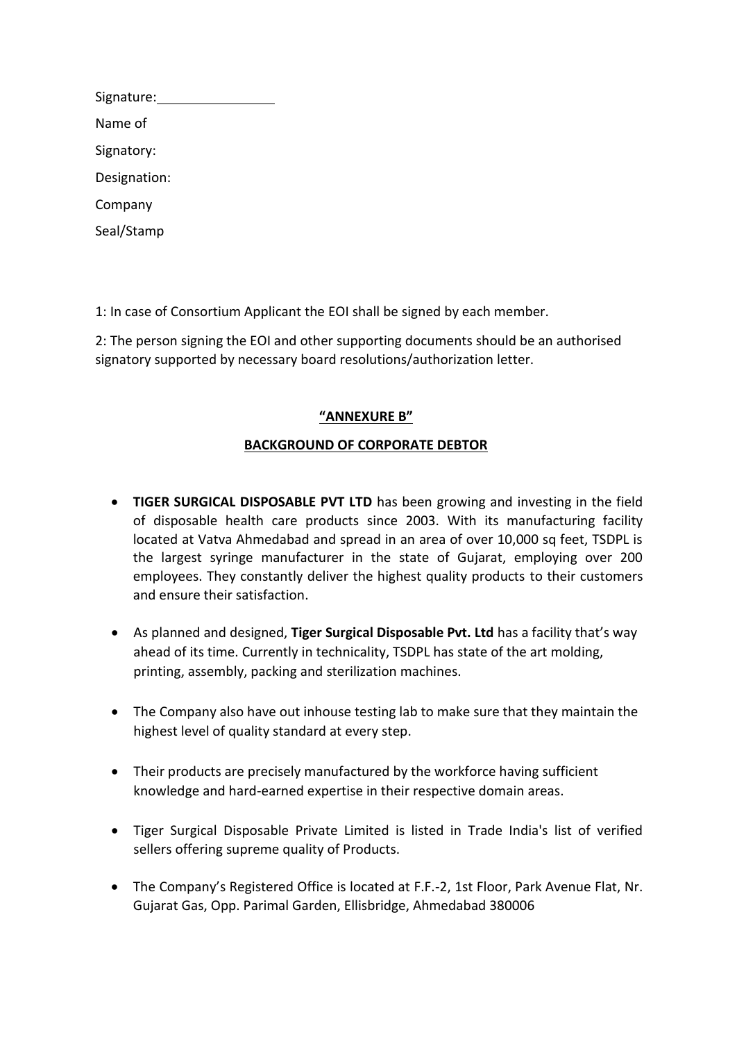Signature:________________

Name of

Signatory:

Designation:

Company

Seal/Stamp

1: In case of Consortium Applicant the EOI shall be signed by each member.

2: The person signing the EOI and other supporting documents should be an authorised signatory supported by necessary board resolutions/authorization letter.

## "ANNEXURE B"

## BACKGROUND OF CORPORATE DEBTOR

- **TIGER SURGICAL DISPOSABLE PVT LTD** has been growing and investing in the field of disposable health care products since 2003. With its manufacturing facility located at Vatva Ahmedabad and spread in an area of over 10,000 sq feet, TSDPL is the largest syringe manufacturer in the state of Gujarat, employing over 200 employees. They constantly deliver the highest quality products to their customers and ensure their satisfaction.

- As planned and designed, **Tiger Surgical Disposable Pvt. Ltd** has a facility that's way ahead of its time. Currently in technicality, TSDPL has state of the art molding, printing, assembly, packing and sterilization machines.

- The Company also have out inhouse testing lab to make sure that they maintain the highest level of quality standard at every step.

- Their products are precisely manufactured by the workforce having sufficient knowledge and hard-earned expertise in their respective domain areas.

- Tiger Surgical Disposable Private Limited is listed in Trade India's list of verified sellers offering supreme quality of Products.

- The Company's Registered Office is located at F.F.-2, 1st Floor, Park Avenue Flat, Nr. Gujarat Gas, Opp. Parimal Garden, Ellisbridge, Ahmedabad 380006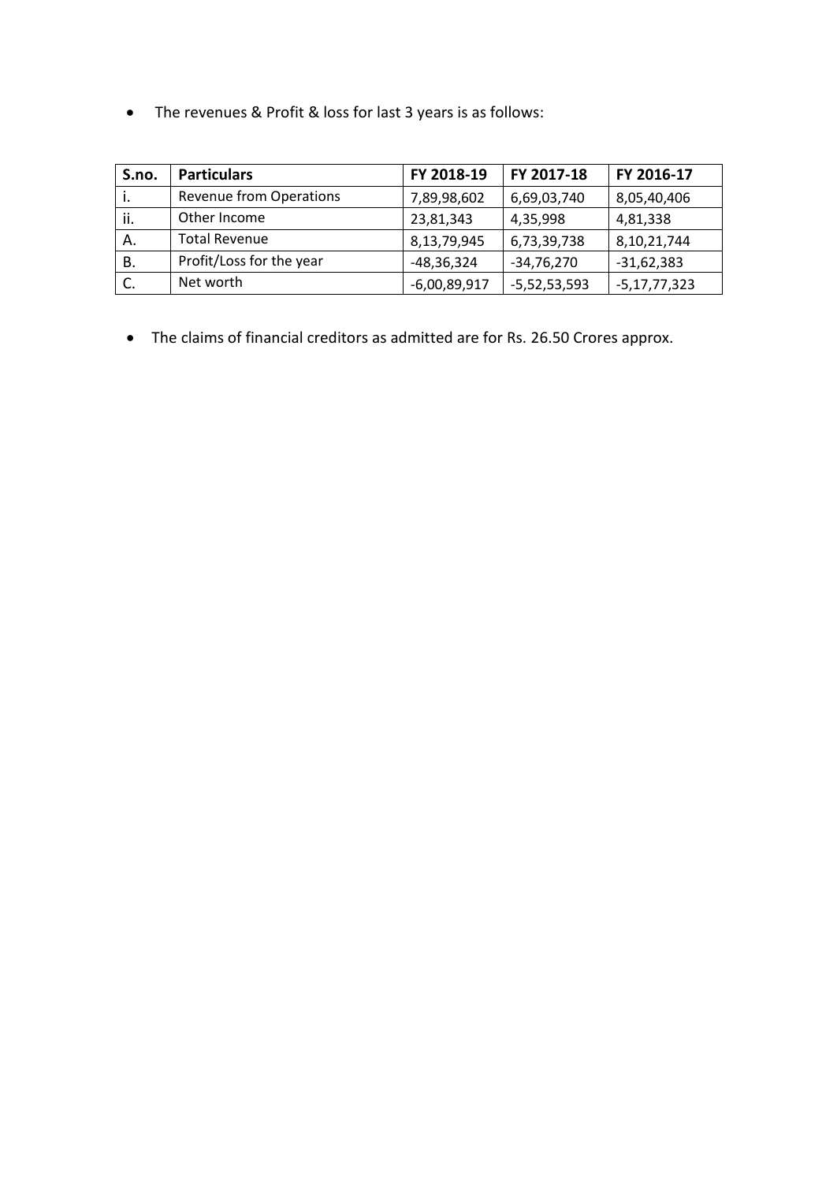- The revenues & Profit & loss for last 3 years is as follows:

| S.no. | Particulars | FY 2018-19 | FY 2017-18 | FY 2016-17 |
|---|---|---|---|---|
| i. | Revenue from Operations | 7,89,98,602 | 6,69,03,740 | 8,05,40,406 |
| ii. | Other Income | 23,81,343 | 4,35,998 | 4,81,338 |
| A. | Total Revenue | 8,13,79,945 | 6,73,39,738 | 8,10,21,744 |
| B. | Profit/Loss for the year | -48,36,324 | -34,76,270 | -31,62,383 |
| C. | Net worth | -6,00,89,917 | -5,52,53,593 | -5,17,77,323 |

- The claims of financial creditors as admitted are for Rs. 26.50 Crores approx.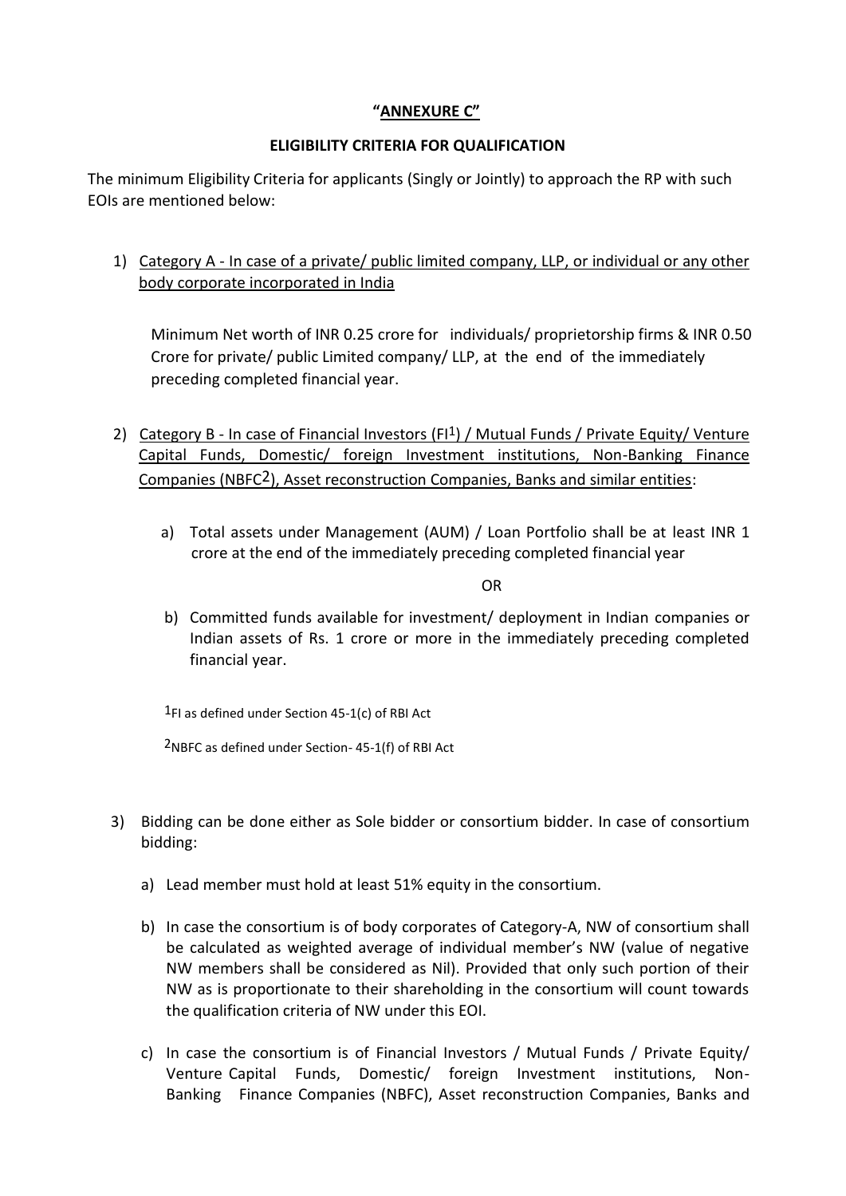**"ANNEXURE C"**

**ELIGIBILITY CRITERIA FOR QUALIFICATION**

The minimum Eligibility Criteria for applicants (Singly or Jointly) to approach the RP with such EOIs are mentioned below:

1) Category A - In case of a private/ public limited company, LLP, or individual or any other body corporate incorporated in India

   Minimum Net worth of INR 0.25 crore for individuals/ proprietorship firms & INR 0.50 Crore for private/ public Limited company/ LLP, at the end of the immediately preceding completed financial year.

2) Category B - In case of Financial Investors (FI[1]) / Mutual Funds / Private Equity/ Venture Capital Funds, Domestic/ foreign Investment institutions, Non-Banking Finance Companies (NBFC[2]), Asset reconstruction Companies, Banks and similar entities:

   a) Total assets under Management (AUM) / Loan Portfolio shall be at least INR 1 crore at the end of the immediately preceding completed financial year

   OR

   b) Committed funds available for investment/ deployment in Indian companies or Indian assets of Rs. 1 crore or more in the immediately preceding completed financial year.

   [1]FI as defined under Section 45-1(c) of RBI Act

   [2]NBFC as defined under Section- 45-1(f) of RBI Act

3) Bidding can be done either as Sole bidder or consortium bidder. In case of consortium bidding:

   a) Lead member must hold at least 51% equity in the consortium.

   b) In case the consortium is of body corporates of Category-A, NW of consortium shall be calculated as weighted average of individual member's NW (value of negative NW members shall be considered as Nil). Provided that only such portion of their NW as is proportionate to their shareholding in the consortium will count towards the qualification criteria of NW under this EOI.

   c) In case the consortium is of Financial Investors / Mutual Funds / Private Equity/ Venture Capital Funds, Domestic/ foreign Investment institutions, Non-Banking Finance Companies (NBFC), Asset reconstruction Companies, Banks and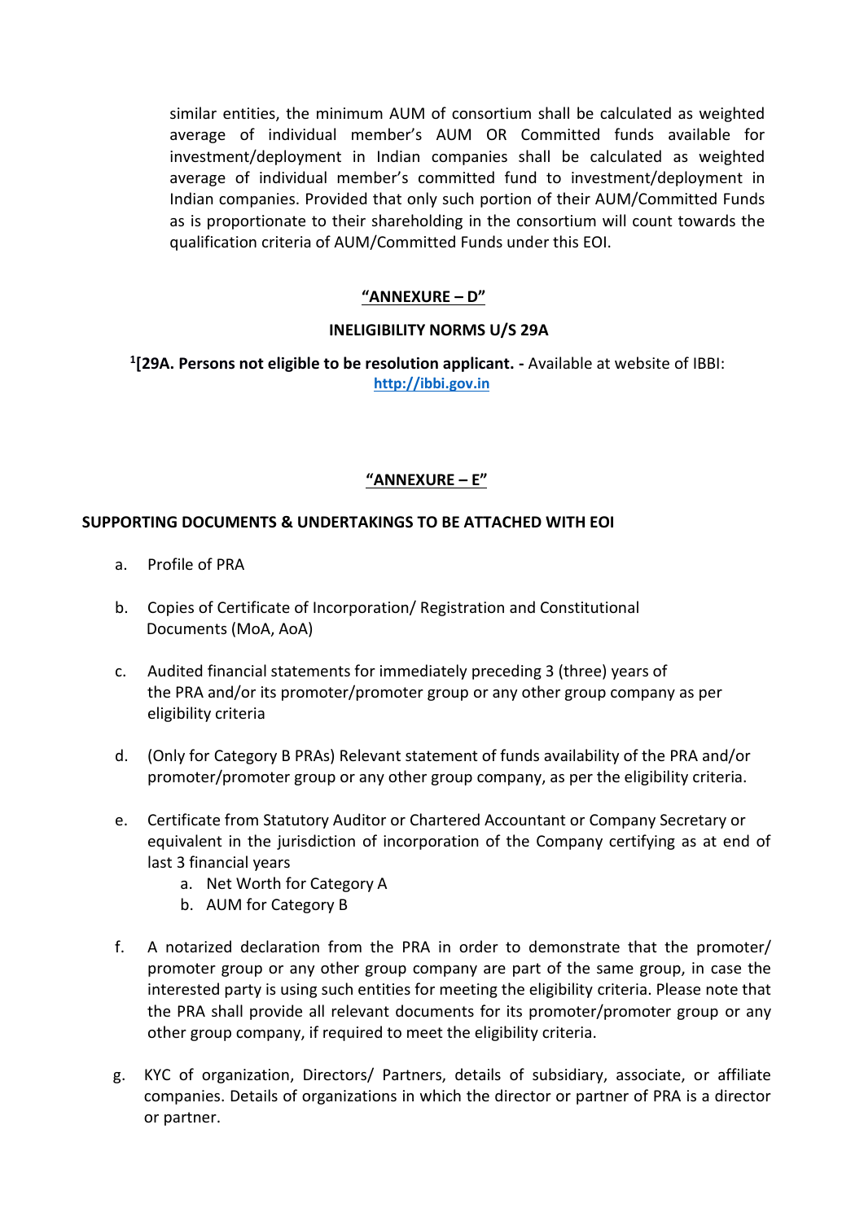similar entities, the minimum AUM of consortium shall be calculated as weighted average of individual member's AUM OR Committed funds available for investment/deployment in Indian companies shall be calculated as weighted average of individual member's committed fund to investment/deployment in Indian companies. Provided that only such portion of their AUM/Committed Funds as is proportionate to their shareholding in the consortium will count towards the qualification criteria of AUM/Committed Funds under this EOI.

## "ANNEXURE – D"

### INELIGIBILITY NORMS U/S 29A

[1]**[29A. Persons not eligible to be resolution applicant. -** Available at website of IBBI: http://ibbi.gov.in

## "ANNEXURE – E"

### SUPPORTING DOCUMENTS & UNDERTAKINGS TO BE ATTACHED WITH EOI

a. Profile of PRA

b. Copies of Certificate of Incorporation/ Registration and Constitutional Documents (MoA, AoA)

c. Audited financial statements for immediately preceding 3 (three) years of the PRA and/or its promoter/promoter group or any other group company as per eligibility criteria

d. (Only for Category B PRAs) Relevant statement of funds availability of the PRA and/or promoter/promoter group or any other group company, as per the eligibility criteria.

e. Certificate from Statutory Auditor or Chartered Accountant or Company Secretary or equivalent in the jurisdiction of incorporation of the Company certifying as at end of last 3 financial years
   a. Net Worth for Category A
   b. AUM for Category B

f. A notarized declaration from the PRA in order to demonstrate that the promoter/ promoter group or any other group company are part of the same group, in case the interested party is using such entities for meeting the eligibility criteria. Please note that the PRA shall provide all relevant documents for its promoter/promoter group or any other group company, if required to meet the eligibility criteria.

g. KYC of organization, Directors/ Partners, details of subsidiary, associate, or affiliate companies. Details of organizations in which the director or partner of PRA is a director or partner.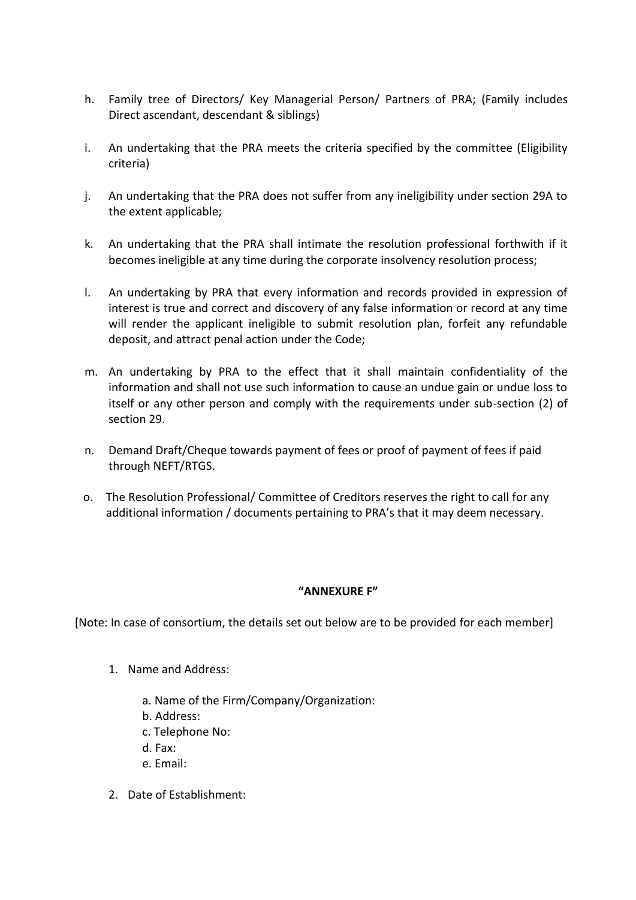h. Family tree of Directors/ Key Managerial Person/ Partners of PRA; (Family includes Direct ascendant, descendant & siblings)

i. An undertaking that the PRA meets the criteria specified by the committee (Eligibility criteria)

j. An undertaking that the PRA does not suffer from any ineligibility under section 29A to the extent applicable;

k. An undertaking that the PRA shall intimate the resolution professional forthwith if it becomes ineligible at any time during the corporate insolvency resolution process;

l. An undertaking by PRA that every information and records provided in expression of interest is true and correct and discovery of any false information or record at any time will render the applicant ineligible to submit resolution plan, forfeit any refundable deposit, and attract penal action under the Code;

m. An undertaking by PRA to the effect that it shall maintain confidentiality of the information and shall not use such information to cause an undue gain or undue loss to itself or any other person and comply with the requirements under sub-section (2) of section 29.

n. Demand Draft/Cheque towards payment of fees or proof of payment of fees if paid through NEFT/RTGS.

o. The Resolution Professional/ Committee of Creditors reserves the right to call for any additional information / documents pertaining to PRA's that it may deem necessary.

**"ANNEXURE F"**

[Note: In case of consortium, the details set out below are to be provided for each member]

1. Name and Address:

   a. Name of the Firm/Company/Organization:
   b. Address:
   c. Telephone No:
   d. Fax:
   e. Email:

2. Date of Establishment: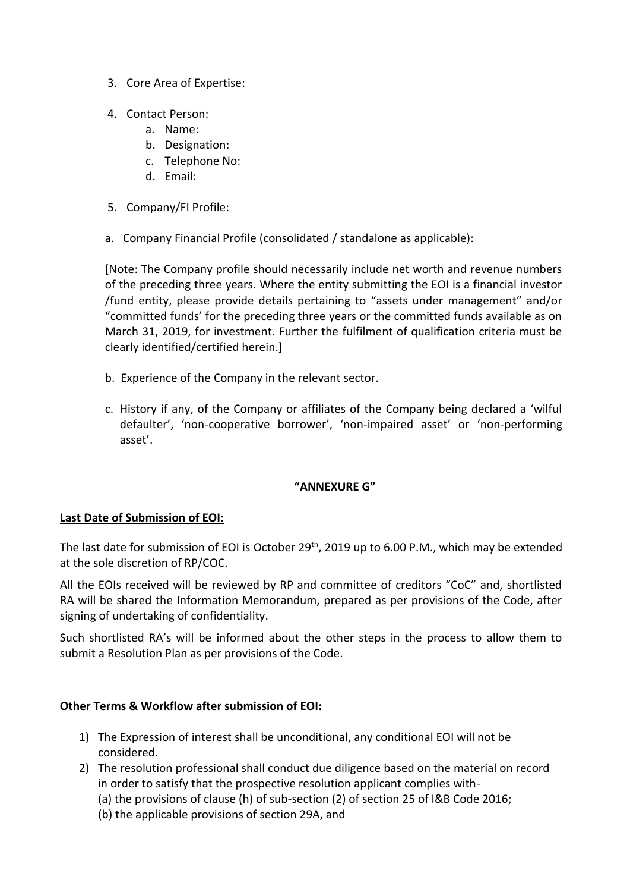3. Core Area of Expertise:

4. Contact Person:
    a. Name:
    b. Designation:
    c. Telephone No:
    d. Email:

5. Company/FI Profile:

a. Company Financial Profile (consolidated / standalone as applicable):

[Note: The Company profile should necessarily include net worth and revenue numbers of the preceding three years. Where the entity submitting the EOI is a financial investor /fund entity, please provide details pertaining to "assets under management" and/or "committed funds' for the preceding three years or the committed funds available as on March 31, 2019, for investment. Further the fulfilment of qualification criteria must be clearly identified/certified herein.]

b. Experience of the Company in the relevant sector.

c. History if any, of the Company or affiliates of the Company being declared a 'wilful defaulter', 'non-cooperative borrower', 'non-impaired asset' or 'non-performing asset'.

**"ANNEXURE G"**

**Last Date of Submission of EOI:**

The last date for submission of EOI is October 29th, 2019 up to 6.00 P.M., which may be extended at the sole discretion of RP/COC.

All the EOIs received will be reviewed by RP and committee of creditors "CoC" and, shortlisted RA will be shared the Information Memorandum, prepared as per provisions of the Code, after signing of undertaking of confidentiality.

Such shortlisted RA's will be informed about the other steps in the process to allow them to submit a Resolution Plan as per provisions of the Code.

**Other Terms & Workflow after submission of EOI:**

1) The Expression of interest shall be unconditional, any conditional EOI will not be considered.
2) The resolution professional shall conduct due diligence based on the material on record in order to satisfy that the prospective resolution applicant complies with-
   (a) the provisions of clause (h) of sub-section (2) of section 25 of I&B Code 2016;
   (b) the applicable provisions of section 29A, and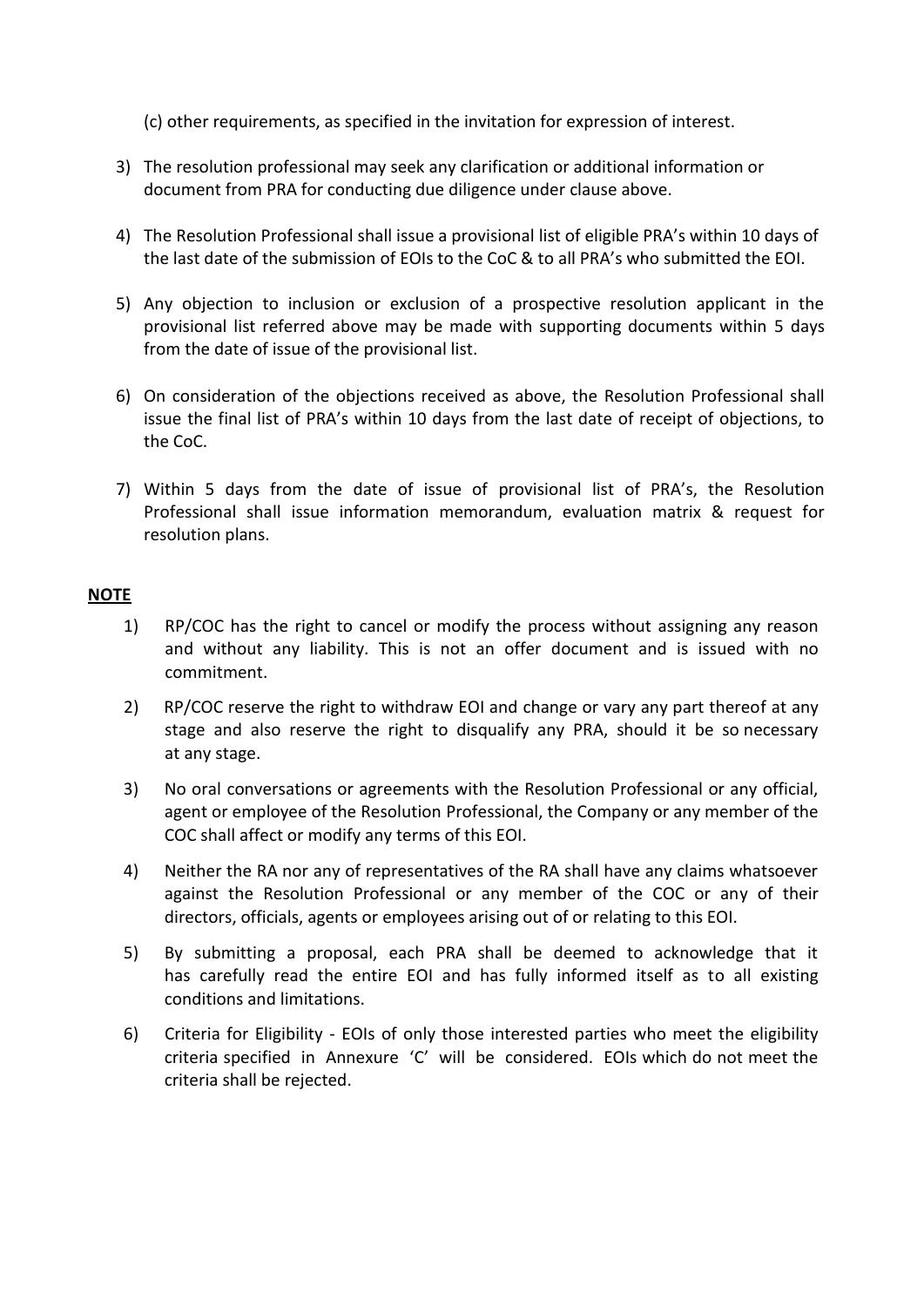(c) other requirements, as specified in the invitation for expression of interest.

3) The resolution professional may seek any clarification or additional information or document from PRA for conducting due diligence under clause above.

4) The Resolution Professional shall issue a provisional list of eligible PRA's within 10 days of the last date of the submission of EOIs to the CoC & to all PRA's who submitted the EOI.

5) Any objection to inclusion or exclusion of a prospective resolution applicant in the provisional list referred above may be made with supporting documents within 5 days from the date of issue of the provisional list.

6) On consideration of the objections received as above, the Resolution Professional shall issue the final list of PRA's within 10 days from the last date of receipt of objections, to the CoC.

7) Within 5 days from the date of issue of provisional list of PRA's, the Resolution Professional shall issue information memorandum, evaluation matrix & request for resolution plans.

**NOTE**

1) RP/COC has the right to cancel or modify the process without assigning any reason and without any liability. This is not an offer document and is issued with no commitment.

2) RP/COC reserve the right to withdraw EOI and change or vary any part thereof at any stage and also reserve the right to disqualify any PRA, should it be so necessary at any stage.

3) No oral conversations or agreements with the Resolution Professional or any official, agent or employee of the Resolution Professional, the Company or any member of the COC shall affect or modify any terms of this EOI.

4) Neither the RA nor any of representatives of the RA shall have any claims whatsoever against the Resolution Professional or any member of the COC or any of their directors, officials, agents or employees arising out of or relating to this EOI.

5) By submitting a proposal, each PRA shall be deemed to acknowledge that it has carefully read the entire EOI and has fully informed itself as to all existing conditions and limitations.

6) Criteria for Eligibility - EOIs of only those interested parties who meet the eligibility criteria specified in Annexure 'C' will be considered. EOIs which do not meet the criteria shall be rejected.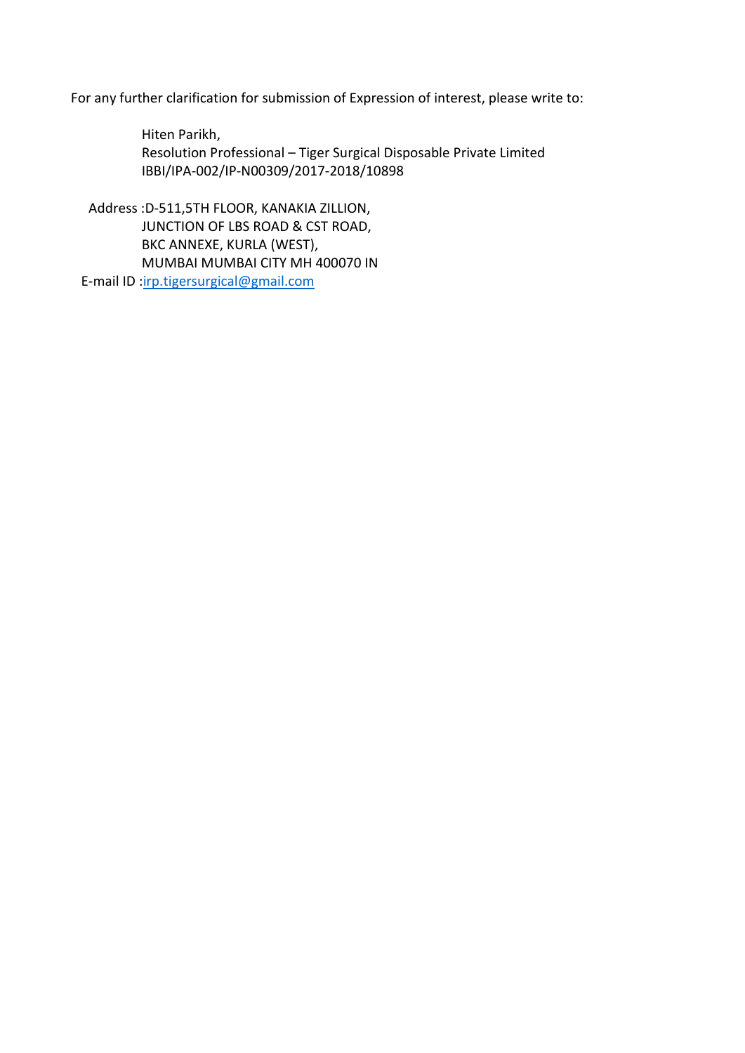For any further clarification for submission of Expression of interest, please write to:

Hiten Parikh,  
Resolution Professional – Tiger Surgical Disposable Private Limited  
IBBI/IPA-002/IP-N00309/2017-2018/10898

Address :D-511,5TH FLOOR, KANAKIA ZILLION,  
JUNCTION OF LBS ROAD & CST ROAD,  
BKC ANNEXE, KURLA (WEST),  
MUMBAI MUMBAI CITY MH 400070 IN  
E-mail ID :irp.tigersurgical@gmail.com